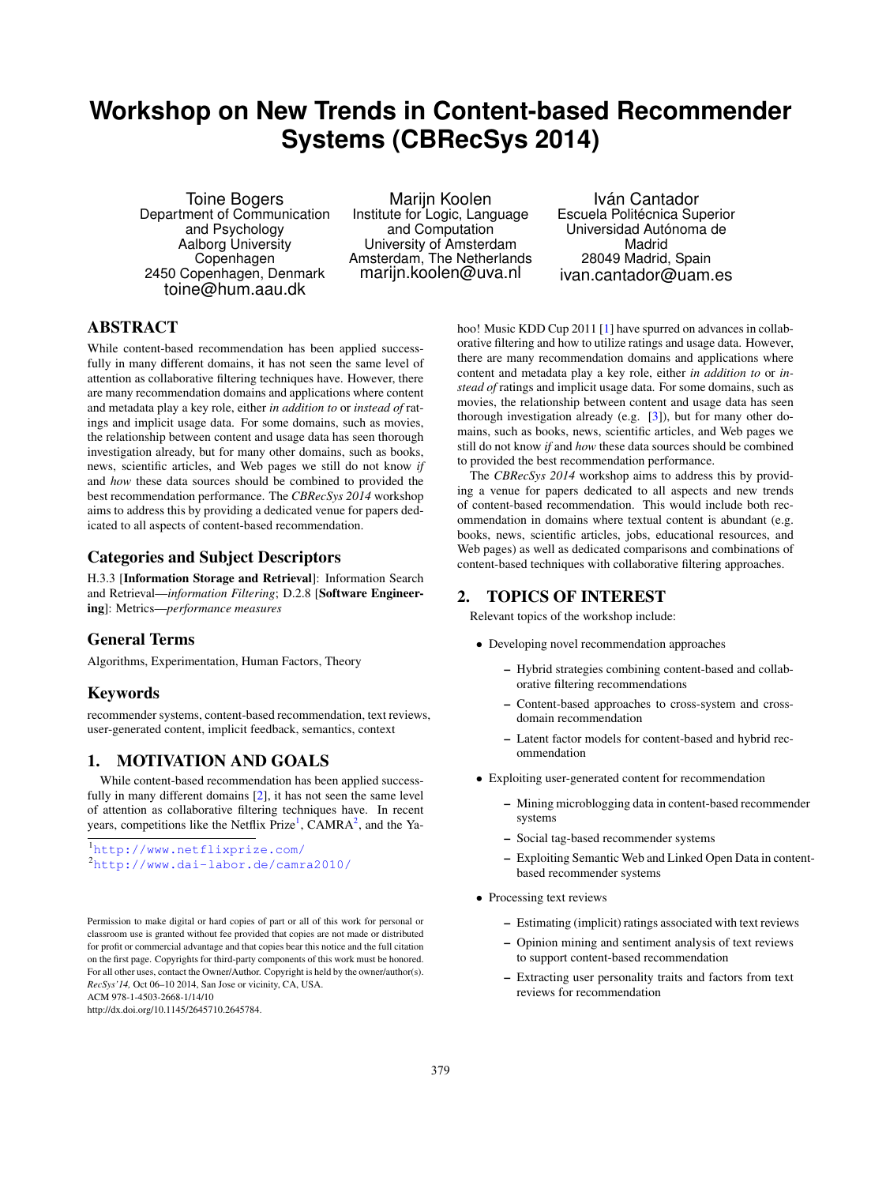# Workshop on New Trends in Content-based Recommender Systems (CBRecSys 2014)

Toine Bogers
Department of Communication and Psychology
Aalborg University Copenhagen
2450 Copenhagen, Denmark
toine@hum.aau.dk

Marijn Koolen
Institute for Logic, Language and Computation
University of Amsterdam
Amsterdam, The Netherlands
marijn.koolen@uva.nl

Iván Cantador
Escuela Politécnica Superior
Universidad Autónoma de Madrid
28049 Madrid, Spain
ivan.cantador@uam.es

## ABSTRACT

While content-based recommendation has been applied successfully in many different domains, it has not seen the same level of attention as collaborative filtering techniques have. However, there are many recommendation domains and applications where content and metadata play a key role, either *in addition to* or *instead of* ratings and implicit usage data. For some domains, such as movies, the relationship between content and usage data has seen thorough investigation already, but for many other domains, such as books, news, scientific articles, and Web pages we still do not know *if* and *how* these data sources should be combined to provided the best recommendation performance. The *CBRecSys 2014* workshop aims to address this by providing a dedicated venue for papers dedicated to all aspects of content-based recommendation.

## Categories and Subject Descriptors

H.3.3 [**Information Storage and Retrieval**]: Information Search and Retrieval—*information Filtering*; D.2.8 [**Software Engineering**]: Metrics—*performance measures*

## General Terms

Algorithms, Experimentation, Human Factors, Theory

## Keywords

recommender systems, content-based recommendation, text reviews, user-generated content, implicit feedback, semantics, context

## 1. MOTIVATION AND GOALS

While content-based recommendation has been applied successfully in many different domains [2], it has not seen the same level of attention as collaborative filtering techniques have. In recent years, competitions like the Netflix Prize[1], CAMRA[2], and the Yahoo! Music KDD Cup 2011 [1] have spurred on advances in collaborative filtering and how to utilize ratings and usage data. However, there are many recommendation domains and applications where content and metadata play a key role, either *in addition to* or *instead of* ratings and implicit usage data. For some domains, such as movies, the relationship between content and usage data has seen thorough investigation already (e.g. [3]), but for many other domains, such as books, news, scientific articles, and Web pages we still do not know *if* and *how* these data sources should be combined to provided the best recommendation performance.

The *CBRecSys 2014* workshop aims to address this by providing a venue for papers dedicated to all aspects and new trends of content-based recommendation. This would include both recommendation in domains where textual content is abundant (e.g. books, news, scientific articles, jobs, educational resources, and Web pages) as well as dedicated comparisons and combinations of content-based techniques with collaborative filtering approaches.

[1] http://www.netflixprize.com/
[2] http://www.dai-labor.de/camra2010/

Permission to make digital or hard copies of part or all of this work for personal or classroom use is granted without fee provided that copies are not made or distributed for profit or commercial advantage and that copies bear this notice and the full citation on the first page. Copyrights for third-party components of this work must be honored. For all other uses, contact the Owner/Author. Copyright is held by the owner/author(s). *RecSys'14,* Oct 06–10 2014, San Jose or vicinity, CA, USA.
ACM 978-1-4503-2668-1/14/10
http://dx.doi.org/10.1145/2645710.2645784.

## 2. TOPICS OF INTEREST

Relevant topics of the workshop include:

- Developing novel recommendation approaches
  - Hybrid strategies combining content-based and collaborative filtering recommendations
  - Content-based approaches to cross-system and cross-domain recommendation
  - Latent factor models for content-based and hybrid recommendation
- Exploiting user-generated content for recommendation
  - Mining microblogging data in content-based recommender systems
  - Social tag-based recommender systems
  - Exploiting Semantic Web and Linked Open Data in content-based recommender systems
- Processing text reviews
  - Estimating (implicit) ratings associated with text reviews
  - Opinion mining and sentiment analysis of text reviews to support content-based recommendation
  - Extracting user personality traits and factors from text reviews for recommendation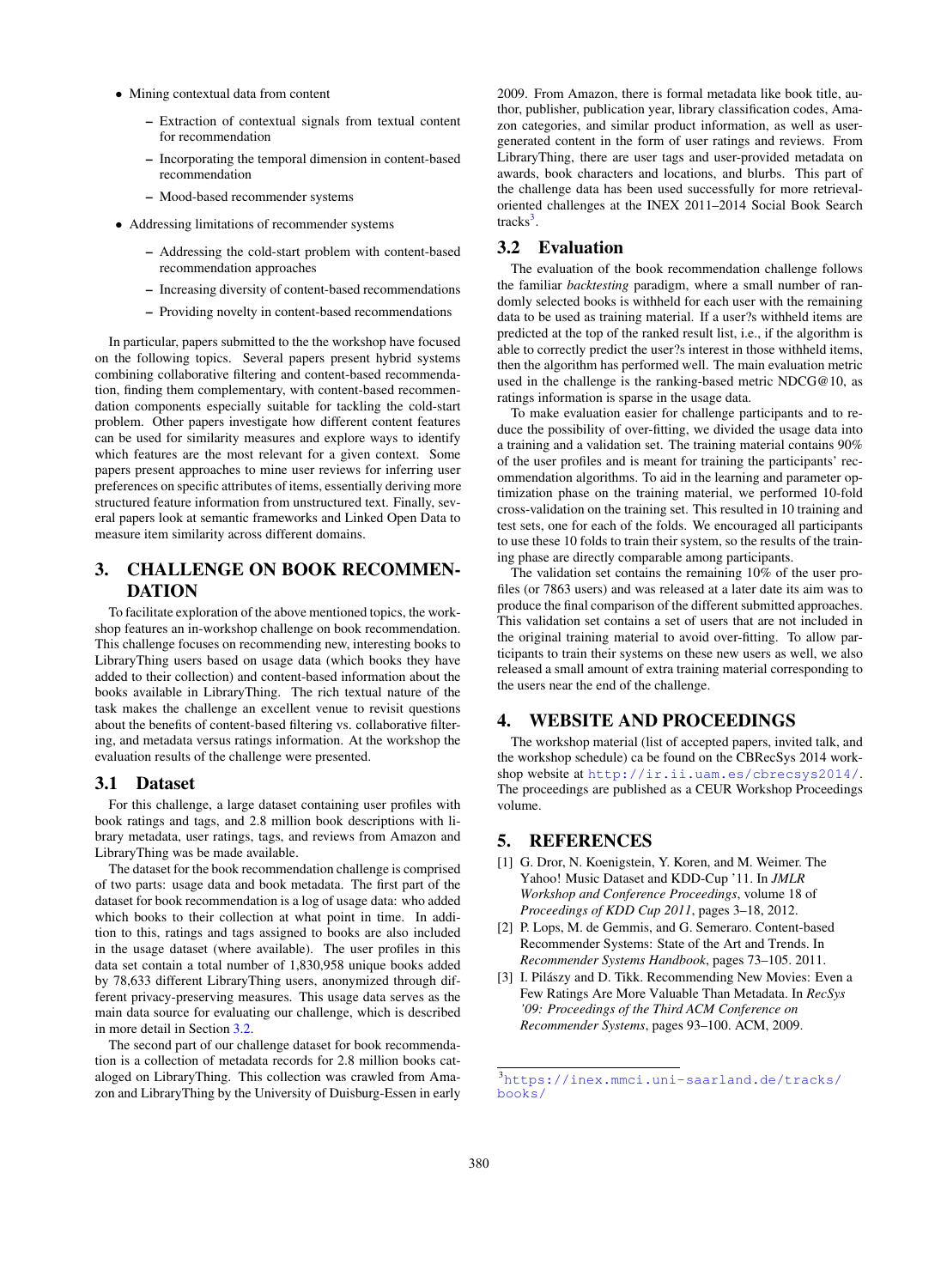- Mining contextual data from content
  - Extraction of contextual signals from textual content for recommendation
  - Incorporating the temporal dimension in content-based recommendation
  - Mood-based recommender systems
- Addressing limitations of recommender systems
  - Addressing the cold-start problem with content-based recommendation approaches
  - Increasing diversity of content-based recommendations
  - Providing novelty in content-based recommendations

In particular, papers submitted to the the workshop have focused on the following topics. Several papers present hybrid systems combining collaborative filtering and content-based recommendation, finding them complementary, with content-based recommendation components especially suitable for tackling the cold-start problem. Other papers investigate how different content features can be used for similarity measures and explore ways to identify which features are the most relevant for a given context. Some papers present approaches to mine user reviews for inferring user preferences on specific attributes of items, essentially deriving more structured feature information from unstructured text. Finally, several papers look at semantic frameworks and Linked Open Data to measure item similarity across different domains.

# 3. CHALLENGE ON BOOK RECOMMENDATION

To facilitate exploration of the above mentioned topics, the workshop features an in-workshop challenge on book recommendation. This challenge focuses on recommending new, interesting books to LibraryThing users based on usage data (which books they have added to their collection) and content-based information about the books available in LibraryThing. The rich textual nature of the task makes the challenge an excellent venue to revisit questions about the benefits of content-based filtering vs. collaborative filtering, and metadata versus ratings information. At the workshop the evaluation results of the challenge were presented.

## 3.1 Dataset

For this challenge, a large dataset containing user profiles with book ratings and tags, and 2.8 million book descriptions with library metadata, user ratings, tags, and reviews from Amazon and LibraryThing was be made available.

The dataset for the book recommendation challenge is comprised of two parts: usage data and book metadata. The first part of the dataset for book recommendation is a log of usage data: who added which books to their collection at what point in time. In addition to this, ratings and tags assigned to books are also included in the usage dataset (where available). The user profiles in this data set contain a total number of 1,830,958 unique books added by 78,633 different LibraryThing users, anonymized through different privacy-preserving measures. This usage data serves as the main data source for evaluating our challenge, which is described in more detail in Section 3.2.

The second part of our challenge dataset for book recommendation is a collection of metadata records for 2.8 million books cataloged on LibraryThing. This collection was crawled from Amazon and LibraryThing by the University of Duisburg-Essen in early 2009. From Amazon, there is formal metadata like book title, author, publisher, publication year, library classification codes, Amazon categories, and similar product information, as well as user-generated content in the form of user ratings and reviews. From LibraryThing, there are user tags and user-provided metadata on awards, book characters and locations, and blurbs. This part of the challenge data has been used successfully for more retrieval-oriented challenges at the INEX 2011–2014 Social Book Search tracks[3].

## 3.2 Evaluation

The evaluation of the book recommendation challenge follows the familiar *backtesting* paradigm, where a small number of randomly selected books is withheld for each user with the remaining data to be used as training material. If a user?s withheld items are predicted at the top of the ranked result list, i.e., if the algorithm is able to correctly predict the user?s interest in those withheld items, then the algorithm has performed well. The main evaluation metric used in the challenge is the ranking-based metric NDCG@10, as ratings information is sparse in the usage data.

To make evaluation easier for challenge participants and to reduce the possibility of over-fitting, we divided the usage data into a training and a validation set. The training material contains 90% of the user profiles and is meant for training the participants' recommendation algorithms. To aid in the learning and parameter optimization phase on the training material, we performed 10-fold cross-validation on the training set. This resulted in 10 training and test sets, one for each of the folds. We encouraged all participants to use these 10 folds to train their system, so the results of the training phase are directly comparable among participants.

The validation set contains the remaining 10% of the user profiles (or 7863 users) and was released at a later date its aim was to produce the final comparison of the different submitted approaches. This validation set contains a set of users that are not included in the original training material to avoid over-fitting. To allow participants to train their systems on these new users as well, we also released a small amount of extra training material corresponding to the users near the end of the challenge.

# 4. WEBSITE AND PROCEEDINGS

The workshop material (list of accepted papers, invited talk, and the workshop schedule) ca be found on the CBRecSys 2014 workshop website at http://ir.ii.uam.es/cbrecsys2014/. The proceedings are published as a CEUR Workshop Proceedings volume.

# 5. REFERENCES

[1] G. Dror, N. Koenigstein, Y. Koren, and M. Weimer. The Yahoo! Music Dataset and KDD-Cup '11. In *JMLR Workshop and Conference Proceedings*, volume 18 of *Proceedings of KDD Cup 2011*, pages 3–18, 2012.

[2] P. Lops, M. de Gemmis, and G. Semeraro. Content-based Recommender Systems: State of the Art and Trends. In *Recommender Systems Handbook*, pages 73–105. 2011.

[3] I. Pilászy and D. Tikk. Recommending New Movies: Even a Few Ratings Are More Valuable Than Metadata. In *RecSys '09: Proceedings of the Third ACM Conference on Recommender Systems*, pages 93–100. ACM, 2009.

[3] https://inex.mmci.uni-saarland.de/tracks/books/